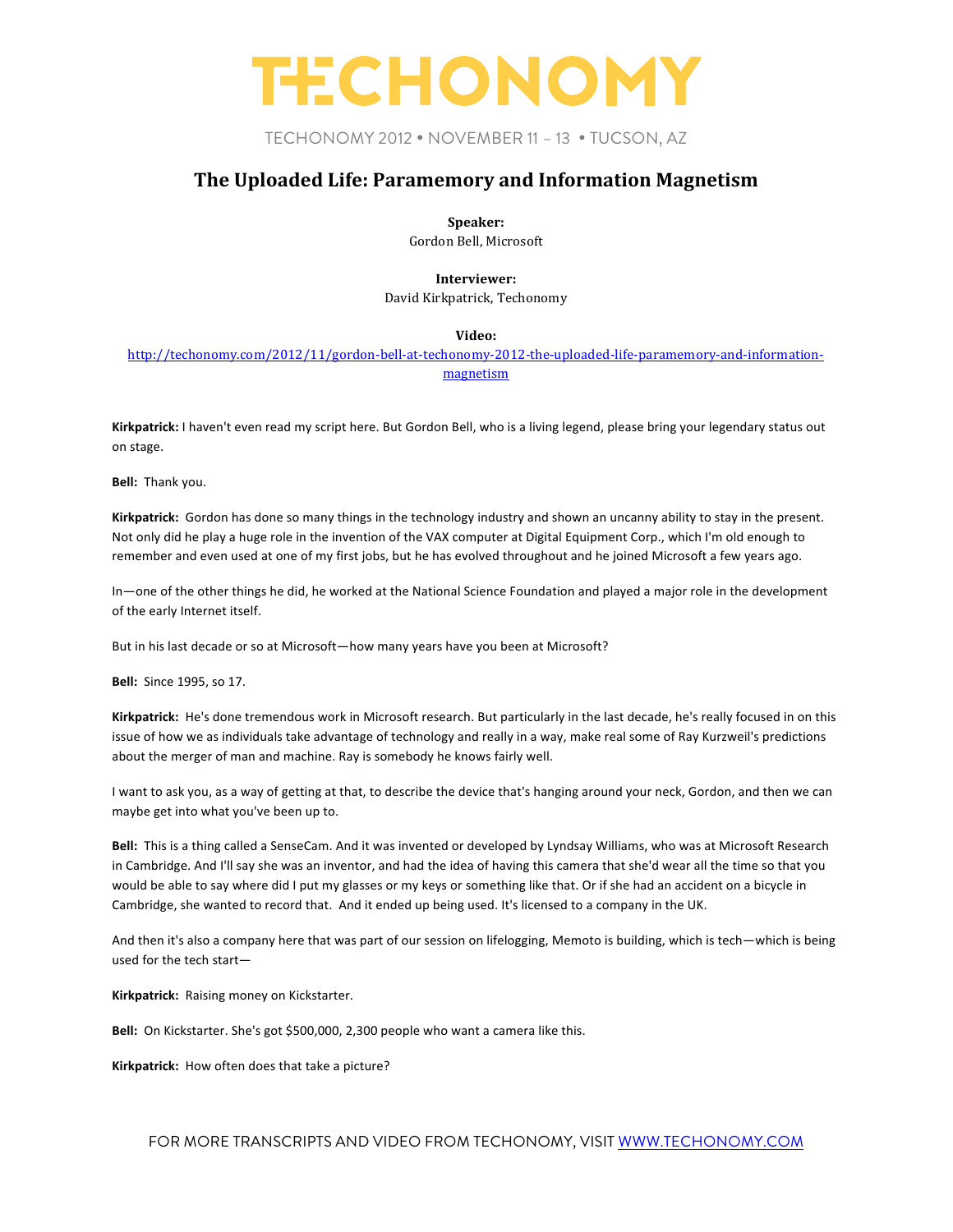# TECHONOMY

TECHONOMY 2012 • NOVEMBER 11 – 13 • TUCSON, AZ

## The Uploaded Life: Paramemory and Information Magnetism

**Speaker:**
Gordon Bell, Microsoft

**Interviewer:**
David Kirkpatrick, Techonomy

**Video:**
http://techonomy.com/2012/11/gordon-bell-at-techonomy-2012-the-uploaded-life-paramemory-and-information-magnetism

**Kirkpatrick:** I haven't even read my script here. But Gordon Bell, who is a living legend, please bring your legendary status out on stage.

**Bell:** Thank you.

**Kirkpatrick:** Gordon has done so many things in the technology industry and shown an uncanny ability to stay in the present. Not only did he play a huge role in the invention of the VAX computer at Digital Equipment Corp., which I'm old enough to remember and even used at one of my first jobs, but he has evolved throughout and he joined Microsoft a few years ago.

In—one of the other things he did, he worked at the National Science Foundation and played a major role in the development of the early Internet itself.

But in his last decade or so at Microsoft—how many years have you been at Microsoft?

**Bell:** Since 1995, so 17.

**Kirkpatrick:** He's done tremendous work in Microsoft research. But particularly in the last decade, he's really focused in on this issue of how we as individuals take advantage of technology and really in a way, make real some of Ray Kurzweil's predictions about the merger of man and machine. Ray is somebody he knows fairly well.

I want to ask you, as a way of getting at that, to describe the device that's hanging around your neck, Gordon, and then we can maybe get into what you've been up to.

**Bell:** This is a thing called a SenseCam. And it was invented or developed by Lyndsay Williams, who was at Microsoft Research in Cambridge. And I'll say she was an inventor, and had the idea of having this camera that she'd wear all the time so that you would be able to say where did I put my glasses or my keys or something like that. Or if she had an accident on a bicycle in Cambridge, she wanted to record that. And it ended up being used. It's licensed to a company in the UK.

And then it's also a company here that was part of our session on lifelogging, Memoto is building, which is tech—which is being used for the tech start—

**Kirkpatrick:** Raising money on Kickstarter.

**Bell:** On Kickstarter. She's got $500,000, 2,300 people who want a camera like this.

**Kirkpatrick:** How often does that take a picture?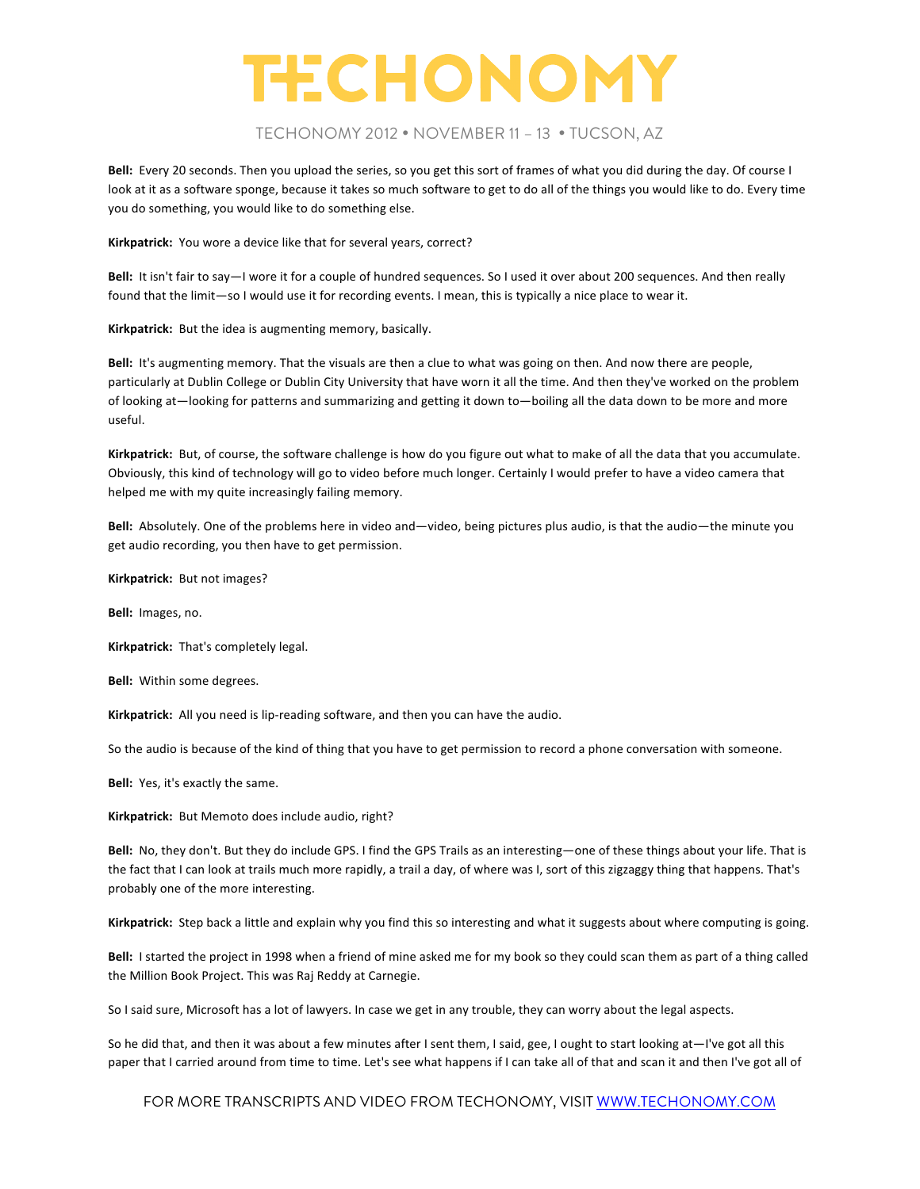**Bell:** Every 20 seconds. Then you upload the series, so you get this sort of frames of what you did during the day. Of course I look at it as a software sponge, because it takes so much software to get to do all of the things you would like to do. Every time you do something, you would like to do something else.

**Kirkpatrick:** You wore a device like that for several years, correct?

**Bell:** It isn't fair to say—I wore it for a couple of hundred sequences. So I used it over about 200 sequences. And then really found that the limit—so I would use it for recording events. I mean, this is typically a nice place to wear it.

**Kirkpatrick:** But the idea is augmenting memory, basically.

**Bell:** It's augmenting memory. That the visuals are then a clue to what was going on then. And now there are people, particularly at Dublin College or Dublin City University that have worn it all the time. And then they've worked on the problem of looking at—looking for patterns and summarizing and getting it down to—boiling all the data down to be more and more useful.

**Kirkpatrick:** But, of course, the software challenge is how do you figure out what to make of all the data that you accumulate. Obviously, this kind of technology will go to video before much longer. Certainly I would prefer to have a video camera that helped me with my quite increasingly failing memory.

**Bell:** Absolutely. One of the problems here in video and—video, being pictures plus audio, is that the audio—the minute you get audio recording, you then have to get permission.

**Kirkpatrick:** But not images?

**Bell:** Images, no.

**Kirkpatrick:** That's completely legal.

**Bell:** Within some degrees.

**Kirkpatrick:** All you need is lip-reading software, and then you can have the audio.

So the audio is because of the kind of thing that you have to get permission to record a phone conversation with someone.

**Bell:** Yes, it's exactly the same.

**Kirkpatrick:** But Memoto does include audio, right?

**Bell:** No, they don't. But they do include GPS. I find the GPS Trails as an interesting—one of these things about your life. That is the fact that I can look at trails much more rapidly, a trail a day, of where was I, sort of this zigzaggy thing that happens. That's probably one of the more interesting.

**Kirkpatrick:** Step back a little and explain why you find this so interesting and what it suggests about where computing is going.

**Bell:** I started the project in 1998 when a friend of mine asked me for my book so they could scan them as part of a thing called the Million Book Project. This was Raj Reddy at Carnegie.

So I said sure, Microsoft has a lot of lawyers. In case we get in any trouble, they can worry about the legal aspects.

So he did that, and then it was about a few minutes after I sent them, I said, gee, I ought to start looking at—I've got all this paper that I carried around from time to time. Let's see what happens if I can take all of that and scan it and then I've got all of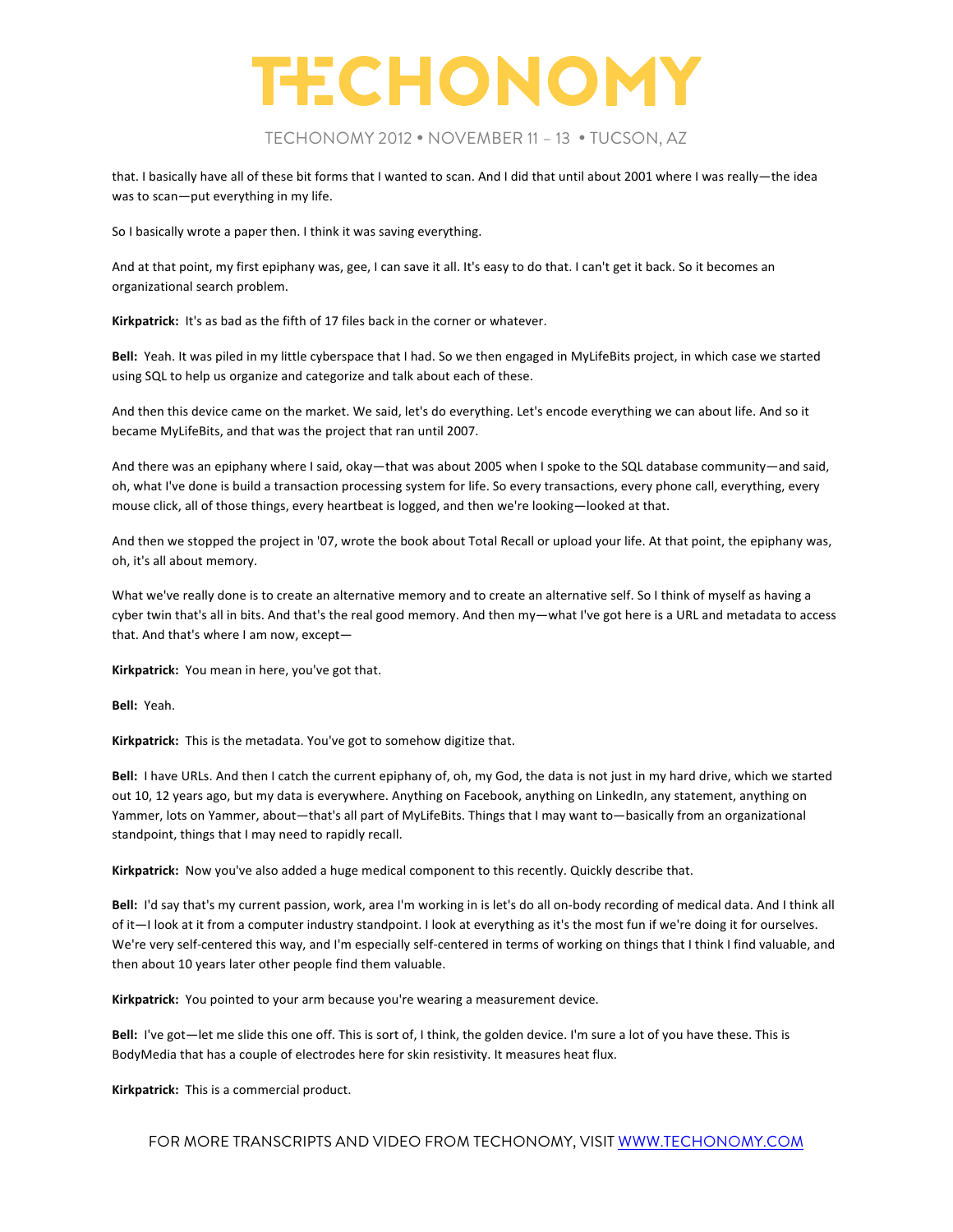that. I basically have all of these bit forms that I wanted to scan. And I did that until about 2001 where I was really—the idea was to scan—put everything in my life.

So I basically wrote a paper then. I think it was saving everything.

And at that point, my first epiphany was, gee, I can save it all. It's easy to do that. I can't get it back. So it becomes an organizational search problem.

**Kirkpatrick:** It's as bad as the fifth of 17 files back in the corner or whatever.

**Bell:** Yeah. It was piled in my little cyberspace that I had. So we then engaged in MyLifeBits project, in which case we started using SQL to help us organize and categorize and talk about each of these.

And then this device came on the market. We said, let's do everything. Let's encode everything we can about life. And so it became MyLifeBits, and that was the project that ran until 2007.

And there was an epiphany where I said, okay—that was about 2005 when I spoke to the SQL database community—and said, oh, what I've done is build a transaction processing system for life. So every transactions, every phone call, everything, every mouse click, all of those things, every heartbeat is logged, and then we're looking—looked at that.

And then we stopped the project in '07, wrote the book about Total Recall or upload your life. At that point, the epiphany was, oh, it's all about memory.

What we've really done is to create an alternative memory and to create an alternative self. So I think of myself as having a cyber twin that's all in bits. And that's the real good memory. And then my—what I've got here is a URL and metadata to access that. And that's where I am now, except—

**Kirkpatrick:** You mean in here, you've got that.

**Bell:** Yeah.

**Kirkpatrick:** This is the metadata. You've got to somehow digitize that.

**Bell:** I have URLs. And then I catch the current epiphany of, oh, my God, the data is not just in my hard drive, which we started out 10, 12 years ago, but my data is everywhere. Anything on Facebook, anything on LinkedIn, any statement, anything on Yammer, lots on Yammer, about—that's all part of MyLifeBits. Things that I may want to—basically from an organizational standpoint, things that I may need to rapidly recall.

**Kirkpatrick:** Now you've also added a huge medical component to this recently. Quickly describe that.

**Bell:** I'd say that's my current passion, work, area I'm working in is let's do all on-body recording of medical data. And I think all of it—I look at it from a computer industry standpoint. I look at everything as it's the most fun if we're doing it for ourselves. We're very self-centered this way, and I'm especially self-centered in terms of working on things that I think I find valuable, and then about 10 years later other people find them valuable.

**Kirkpatrick:** You pointed to your arm because you're wearing a measurement device.

**Bell:** I've got—let me slide this one off. This is sort of, I think, the golden device. I'm sure a lot of you have these. This is BodyMedia that has a couple of electrodes here for skin resistivity. It measures heat flux.

**Kirkpatrick:** This is a commercial product.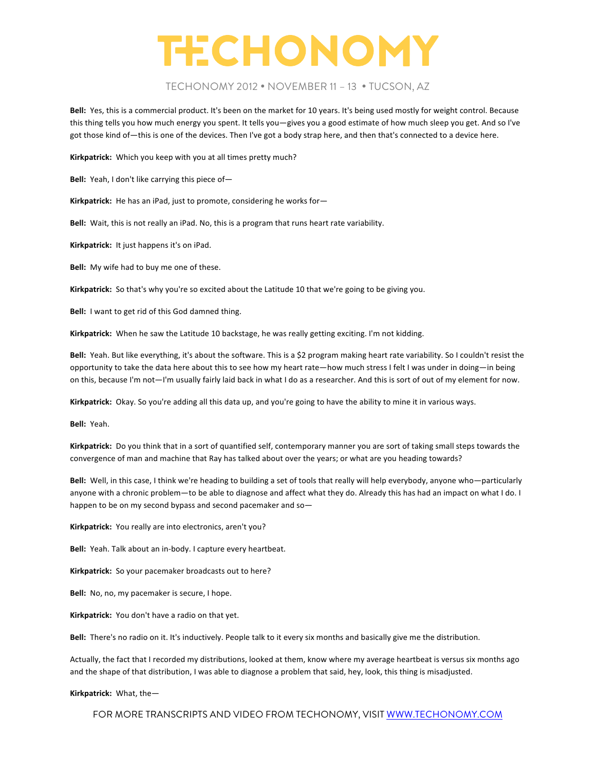**Bell:** Yes, this is a commercial product. It's been on the market for 10 years. It's being used mostly for weight control. Because this thing tells you how much energy you spent. It tells you—gives you a good estimate of how much sleep you get. And so I've got those kind of—this is one of the devices. Then I've got a body strap here, and then that's connected to a device here.

**Kirkpatrick:** Which you keep with you at all times pretty much?

**Bell:** Yeah, I don't like carrying this piece of—

**Kirkpatrick:** He has an iPad, just to promote, considering he works for—

**Bell:** Wait, this is not really an iPad. No, this is a program that runs heart rate variability.

**Kirkpatrick:** It just happens it's on iPad.

**Bell:** My wife had to buy me one of these.

**Kirkpatrick:** So that's why you're so excited about the Latitude 10 that we're going to be giving you.

**Bell:** I want to get rid of this God damned thing.

**Kirkpatrick:** When he saw the Latitude 10 backstage, he was really getting exciting. I'm not kidding.

**Bell:** Yeah. But like everything, it's about the software. This is a $2 program making heart rate variability. So I couldn't resist the opportunity to take the data here about this to see how my heart rate—how much stress I felt I was under in doing—in being on this, because I'm not—I'm usually fairly laid back in what I do as a researcher. And this is sort of out of my element for now.

**Kirkpatrick:** Okay. So you're adding all this data up, and you're going to have the ability to mine it in various ways.

**Bell:** Yeah.

**Kirkpatrick:** Do you think that in a sort of quantified self, contemporary manner you are sort of taking small steps towards the convergence of man and machine that Ray has talked about over the years; or what are you heading towards?

**Bell:** Well, in this case, I think we're heading to building a set of tools that really will help everybody, anyone who—particularly anyone with a chronic problem—to be able to diagnose and affect what they do. Already this has had an impact on what I do. I happen to be on my second bypass and second pacemaker and so—

**Kirkpatrick:** You really are into electronics, aren't you?

**Bell:** Yeah. Talk about an in-body. I capture every heartbeat.

**Kirkpatrick:** So your pacemaker broadcasts out to here?

**Bell:** No, no, my pacemaker is secure, I hope.

**Kirkpatrick:** You don't have a radio on that yet.

**Bell:** There's no radio on it. It's inductively. People talk to it every six months and basically give me the distribution.

Actually, the fact that I recorded my distributions, looked at them, know where my average heartbeat is versus six months ago and the shape of that distribution, I was able to diagnose a problem that said, hey, look, this thing is misadjusted.

**Kirkpatrick:** What, the—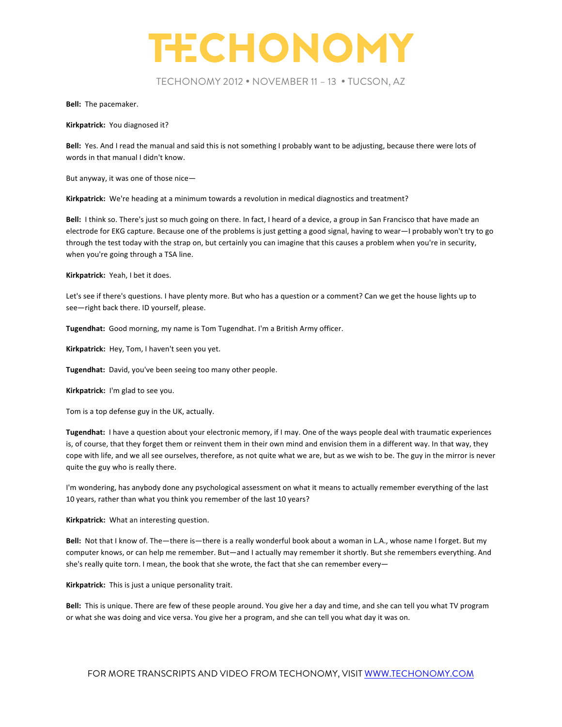**Bell:** The pacemaker.

**Kirkpatrick:** You diagnosed it?

**Bell:** Yes. And I read the manual and said this is not something I probably want to be adjusting, because there were lots of words in that manual I didn't know.

But anyway, it was one of those nice—

**Kirkpatrick:** We're heading at a minimum towards a revolution in medical diagnostics and treatment?

**Bell:** I think so. There's just so much going on there. In fact, I heard of a device, a group in San Francisco that have made an electrode for EKG capture. Because one of the problems is just getting a good signal, having to wear—I probably won't try to go through the test today with the strap on, but certainly you can imagine that this causes a problem when you're in security, when you're going through a TSA line.

**Kirkpatrick:** Yeah, I bet it does.

Let's see if there's questions. I have plenty more. But who has a question or a comment? Can we get the house lights up to see—right back there. ID yourself, please.

**Tugendhat:** Good morning, my name is Tom Tugendhat. I'm a British Army officer.

**Kirkpatrick:** Hey, Tom, I haven't seen you yet.

**Tugendhat:** David, you've been seeing too many other people.

**Kirkpatrick:** I'm glad to see you.

Tom is a top defense guy in the UK, actually.

**Tugendhat:** I have a question about your electronic memory, if I may. One of the ways people deal with traumatic experiences is, of course, that they forget them or reinvent them in their own mind and envision them in a different way. In that way, they cope with life, and we all see ourselves, therefore, as not quite what we are, but as we wish to be. The guy in the mirror is never quite the guy who is really there.

I'm wondering, has anybody done any psychological assessment on what it means to actually remember everything of the last 10 years, rather than what you think you remember of the last 10 years?

**Kirkpatrick:** What an interesting question.

**Bell:** Not that I know of. The—there is—there is a really wonderful book about a woman in L.A., whose name I forget. But my computer knows, or can help me remember. But—and I actually may remember it shortly. But she remembers everything. And she's really quite torn. I mean, the book that she wrote, the fact that she can remember every—

**Kirkpatrick:** This is just a unique personality trait.

**Bell:** This is unique. There are few of these people around. You give her a day and time, and she can tell you what TV program or what she was doing and vice versa. You give her a program, and she can tell you what day it was on.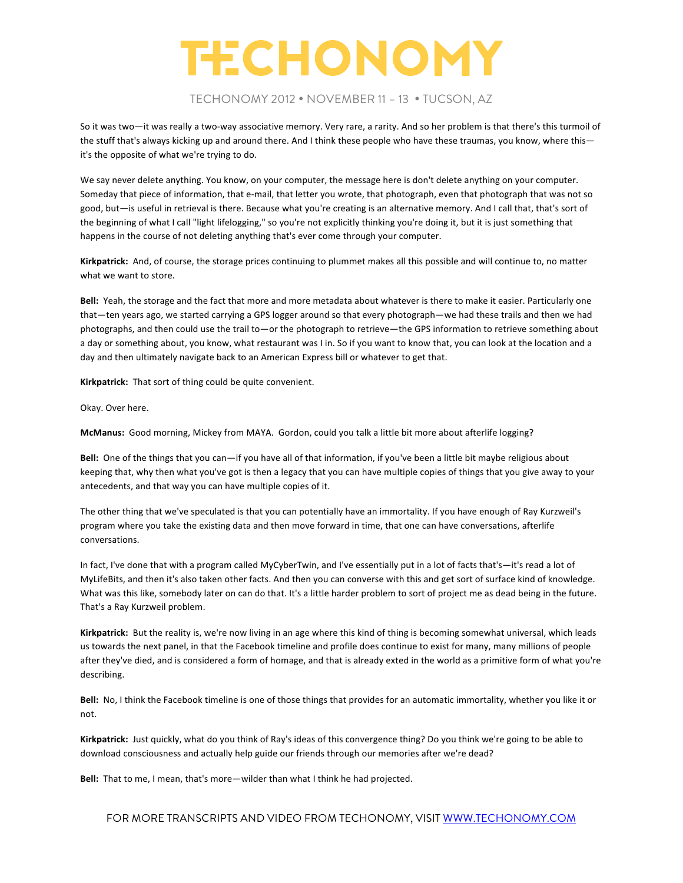So it was two—it was really a two-way associative memory. Very rare, a rarity. And so her problem is that there's this turmoil of the stuff that's always kicking up and around there. And I think these people who have these traumas, you know, where this—it's the opposite of what we're trying to do.

We say never delete anything. You know, on your computer, the message here is don't delete anything on your computer. Someday that piece of information, that e-mail, that letter you wrote, that photograph, even that photograph that was not so good, but—is useful in retrieval is there. Because what you're creating is an alternative memory. And I call that, that's sort of the beginning of what I call "light lifelogging," so you're not explicitly thinking you're doing it, but it is just something that happens in the course of not deleting anything that's ever come through your computer.

**Kirkpatrick:** And, of course, the storage prices continuing to plummet makes all this possible and will continue to, no matter what we want to store.

**Bell:** Yeah, the storage and the fact that more and more metadata about whatever is there to make it easier. Particularly one that—ten years ago, we started carrying a GPS logger around so that every photograph—we had these trails and then we had photographs, and then could use the trail to—or the photograph to retrieve—the GPS information to retrieve something about a day or something about, you know, what restaurant was I in. So if you want to know that, you can look at the location and a day and then ultimately navigate back to an American Express bill or whatever to get that.

**Kirkpatrick:** That sort of thing could be quite convenient.

Okay. Over here.

**McManus:** Good morning, Mickey from MAYA. Gordon, could you talk a little bit more about afterlife logging?

**Bell:** One of the things that you can—if you have all of that information, if you've been a little bit maybe religious about keeping that, why then what you've got is then a legacy that you can have multiple copies of things that you give away to your antecedents, and that way you can have multiple copies of it.

The other thing that we've speculated is that you can potentially have an immortality. If you have enough of Ray Kurzweil's program where you take the existing data and then move forward in time, that one can have conversations, afterlife conversations.

In fact, I've done that with a program called MyCyberTwin, and I've essentially put in a lot of facts that's—it's read a lot of MyLifeBits, and then it's also taken other facts. And then you can converse with this and get sort of surface kind of knowledge. What was this like, somebody later on can do that. It's a little harder problem to sort of project me as dead being in the future. That's a Ray Kurzweil problem.

**Kirkpatrick:** But the reality is, we're now living in an age where this kind of thing is becoming somewhat universal, which leads us towards the next panel, in that the Facebook timeline and profile does continue to exist for many, many millions of people after they've died, and is considered a form of homage, and that is already exted in the world as a primitive form of what you're describing.

**Bell:** No, I think the Facebook timeline is one of those things that provides for an automatic immortality, whether you like it or not.

**Kirkpatrick:** Just quickly, what do you think of Ray's ideas of this convergence thing? Do you think we're going to be able to download consciousness and actually help guide our friends through our memories after we're dead?

**Bell:** That to me, I mean, that's more—wilder than what I think he had projected.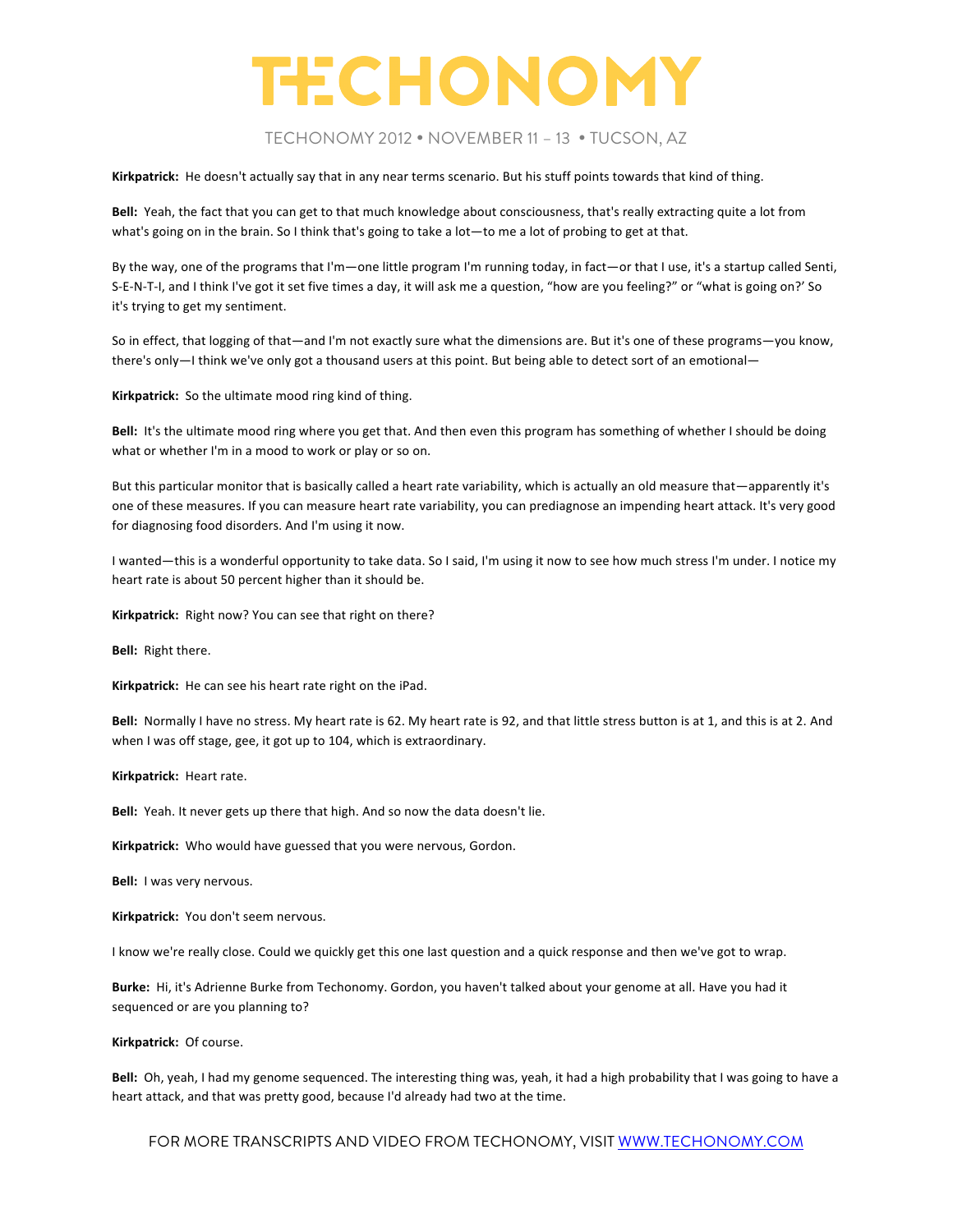**Kirkpatrick:** He doesn't actually say that in any near terms scenario. But his stuff points towards that kind of thing.

**Bell:** Yeah, the fact that you can get to that much knowledge about consciousness, that's really extracting quite a lot from what's going on in the brain. So I think that's going to take a lot—to me a lot of probing to get at that.

By the way, one of the programs that I'm—one little program I'm running today, in fact—or that I use, it's a startup called Senti, S-E-N-T-I, and I think I've got it set five times a day, it will ask me a question, "how are you feeling?" or "what is going on?' So it's trying to get my sentiment.

So in effect, that logging of that—and I'm not exactly sure what the dimensions are. But it's one of these programs—you know, there's only—I think we've only got a thousand users at this point. But being able to detect sort of an emotional—

**Kirkpatrick:** So the ultimate mood ring kind of thing.

**Bell:** It's the ultimate mood ring where you get that. And then even this program has something of whether I should be doing what or whether I'm in a mood to work or play or so on.

But this particular monitor that is basically called a heart rate variability, which is actually an old measure that—apparently it's one of these measures. If you can measure heart rate variability, you can prediagnose an impending heart attack. It's very good for diagnosing food disorders. And I'm using it now.

I wanted—this is a wonderful opportunity to take data. So I said, I'm using it now to see how much stress I'm under. I notice my heart rate is about 50 percent higher than it should be.

**Kirkpatrick:** Right now? You can see that right on there?

**Bell:** Right there.

**Kirkpatrick:** He can see his heart rate right on the iPad.

**Bell:** Normally I have no stress. My heart rate is 62. My heart rate is 92, and that little stress button is at 1, and this is at 2. And when I was off stage, gee, it got up to 104, which is extraordinary.

**Kirkpatrick:** Heart rate.

**Bell:** Yeah. It never gets up there that high. And so now the data doesn't lie.

**Kirkpatrick:** Who would have guessed that you were nervous, Gordon.

**Bell:** I was very nervous.

**Kirkpatrick:** You don't seem nervous.

I know we're really close. Could we quickly get this one last question and a quick response and then we've got to wrap.

**Burke:** Hi, it's Adrienne Burke from Techonomy. Gordon, you haven't talked about your genome at all. Have you had it sequenced or are you planning to?

**Kirkpatrick:** Of course.

**Bell:** Oh, yeah, I had my genome sequenced. The interesting thing was, yeah, it had a high probability that I was going to have a heart attack, and that was pretty good, because I'd already had two at the time.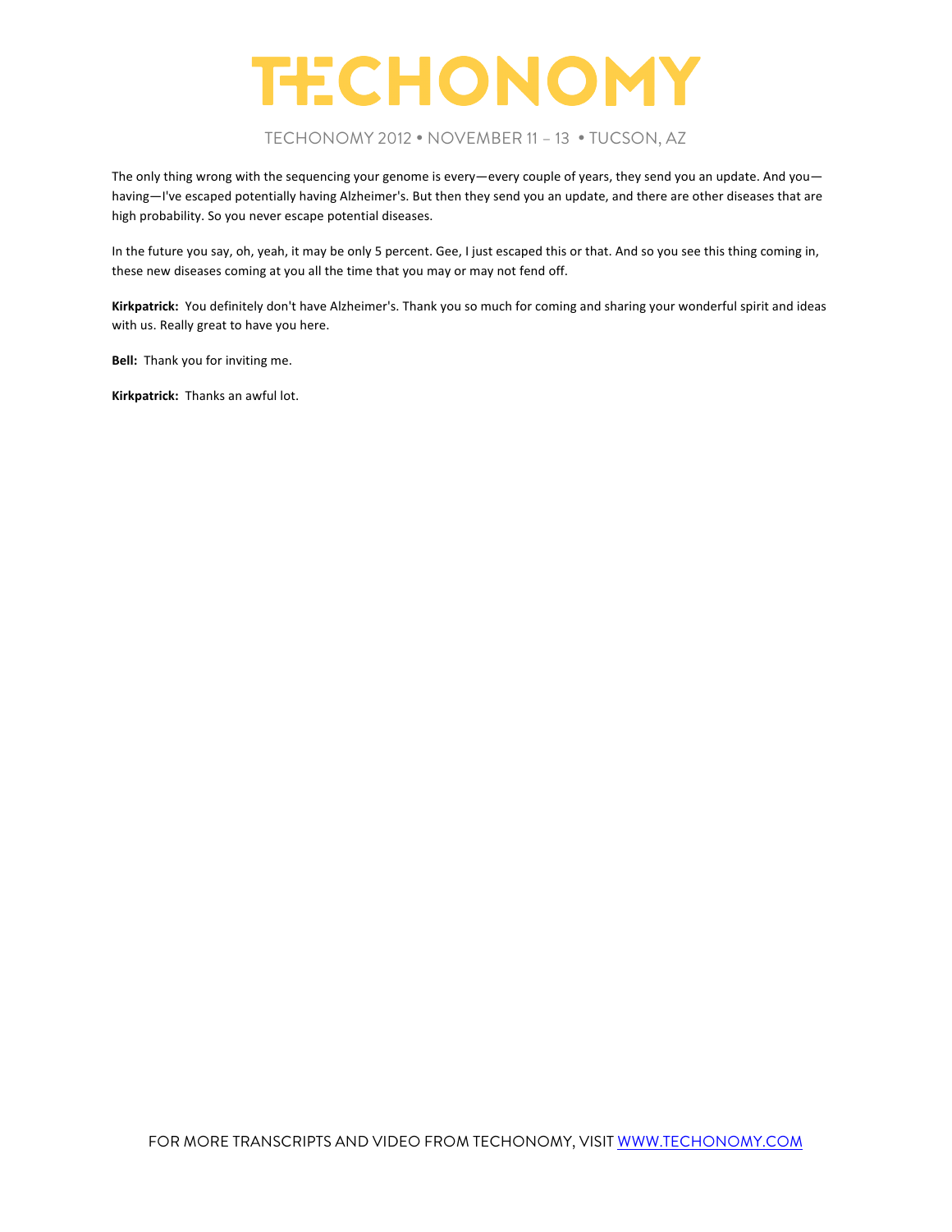The only thing wrong with the sequencing your genome is every—every couple of years, they send you an update. And you—having—I've escaped potentially having Alzheimer's. But then they send you an update, and there are other diseases that are high probability. So you never escape potential diseases.

In the future you say, oh, yeah, it may be only 5 percent. Gee, I just escaped this or that. And so you see this thing coming in, these new diseases coming at you all the time that you may or may not fend off.

**Kirkpatrick:** You definitely don't have Alzheimer's. Thank you so much for coming and sharing your wonderful spirit and ideas with us. Really great to have you here.

**Bell:** Thank you for inviting me.

**Kirkpatrick:** Thanks an awful lot.